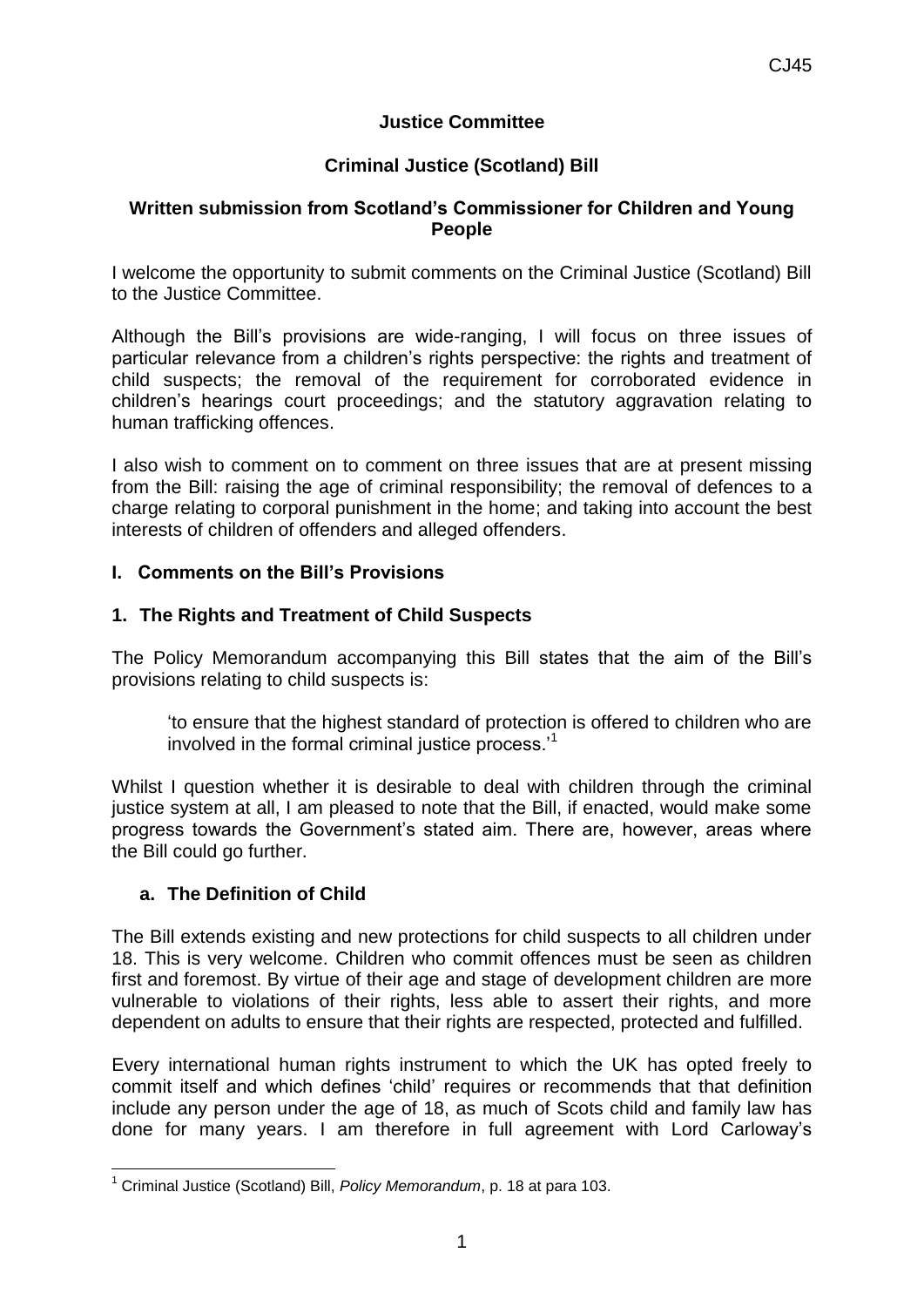# Justice Committee

## Criminal Justice (Scotland) Bill

### Written submission from Scotland's Commissioner for Children and Young People

I welcome the opportunity to submit comments on the Criminal Justice (Scotland) Bill to the Justice Committee.

Although the Bill's provisions are wide-ranging, I will focus on three issues of particular relevance from a children's rights perspective: the rights and treatment of child suspects; the removal of the requirement for corroborated evidence in children's hearings court proceedings; and the statutory aggravation relating to human trafficking offences.

I also wish to comment on to comment on three issues that are at present missing from the Bill: raising the age of criminal responsibility; the removal of defences to a charge relating to corporal punishment in the home; and taking into account the best interests of children of offenders and alleged offenders.

## I. Comments on the Bill's Provisions

### 1. The Rights and Treatment of Child Suspects

The Policy Memorandum accompanying this Bill states that the aim of the Bill's provisions relating to child suspects is:

> 'to ensure that the highest standard of protection is offered to children who are involved in the formal criminal justice process.'[1]

Whilst I question whether it is desirable to deal with children through the criminal justice system at all, I am pleased to note that the Bill, if enacted, would make some progress towards the Government's stated aim. There are, however, areas where the Bill could go further.

#### a. The Definition of Child

The Bill extends existing and new protections for child suspects to all children under 18. This is very welcome. Children who commit offences must be seen as children first and foremost. By virtue of their age and stage of development children are more vulnerable to violations of their rights, less able to assert their rights, and more dependent on adults to ensure that their rights are respected, protected and fulfilled.

Every international human rights instrument to which the UK has opted freely to commit itself and which defines 'child' requires or recommends that that definition include any person under the age of 18, as much of Scots child and family law has done for many years. I am therefore in full agreement with Lord Carloway's

---

[1] Criminal Justice (Scotland) Bill, *Policy Memorandum*, p. 18 at para 103.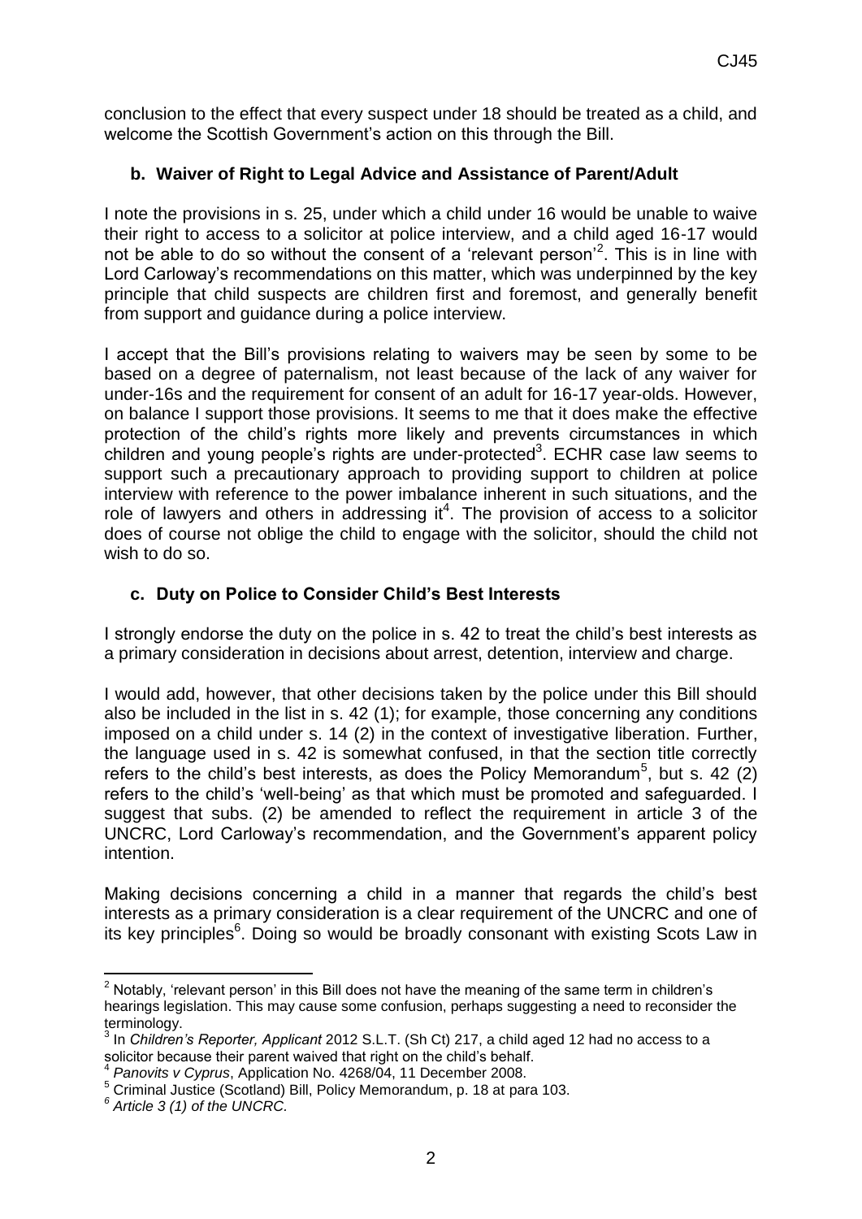conclusion to the effect that every suspect under 18 should be treated as a child, and welcome the Scottish Government's action on this through the Bill.

**b. Waiver of Right to Legal Advice and Assistance of Parent/Adult**

I note the provisions in s. 25, under which a child under 16 would be unable to waive their right to access to a solicitor at police interview, and a child aged 16-17 would not be able to do so without the consent of a 'relevant person'[2]. This is in line with Lord Carloway's recommendations on this matter, which was underpinned by the key principle that child suspects are children first and foremost, and generally benefit from support and guidance during a police interview.

I accept that the Bill's provisions relating to waivers may be seen by some to be based on a degree of paternalism, not least because of the lack of any waiver for under-16s and the requirement for consent of an adult for 16-17 year-olds. However, on balance I support those provisions. It seems to me that it does make the effective protection of the child's rights more likely and prevents circumstances in which children and young people's rights are under-protected[3]. ECHR case law seems to support such a precautionary approach to providing support to children at police interview with reference to the power imbalance inherent in such situations, and the role of lawyers and others in addressing it[4]. The provision of access to a solicitor does of course not oblige the child to engage with the solicitor, should the child not wish to do so.

**c. Duty on Police to Consider Child's Best Interests**

I strongly endorse the duty on the police in s. 42 to treat the child's best interests as a primary consideration in decisions about arrest, detention, interview and charge.

I would add, however, that other decisions taken by the police under this Bill should also be included in the list in s. 42 (1); for example, those concerning any conditions imposed on a child under s. 14 (2) in the context of investigative liberation. Further, the language used in s. 42 is somewhat confused, in that the section title correctly refers to the child's best interests, as does the Policy Memorandum[5], but s. 42 (2) refers to the child's 'well-being' as that which must be promoted and safeguarded. I suggest that subs. (2) be amended to reflect the requirement in article 3 of the UNCRC, Lord Carloway's recommendation, and the Government's apparent policy intention.

Making decisions concerning a child in a manner that regards the child's best interests as a primary consideration is a clear requirement of the UNCRC and one of its key principles[6]. Doing so would be broadly consonant with existing Scots Law in

---

[2] Notably, 'relevant person' in this Bill does not have the meaning of the same term in children's hearings legislation. This may cause some confusion, perhaps suggesting a need to reconsider the terminology.

[3] In *Children's Reporter, Applicant* 2012 S.L.T. (Sh Ct) 217, a child aged 12 had no access to a solicitor because their parent waived that right on the child's behalf.

[4] *Panovits v Cyprus*, Application No. 4268/04, 11 December 2008.

[5] Criminal Justice (Scotland) Bill, Policy Memorandum, p. 18 at para 103.

[6] *Article 3 (1) of the UNCRC.*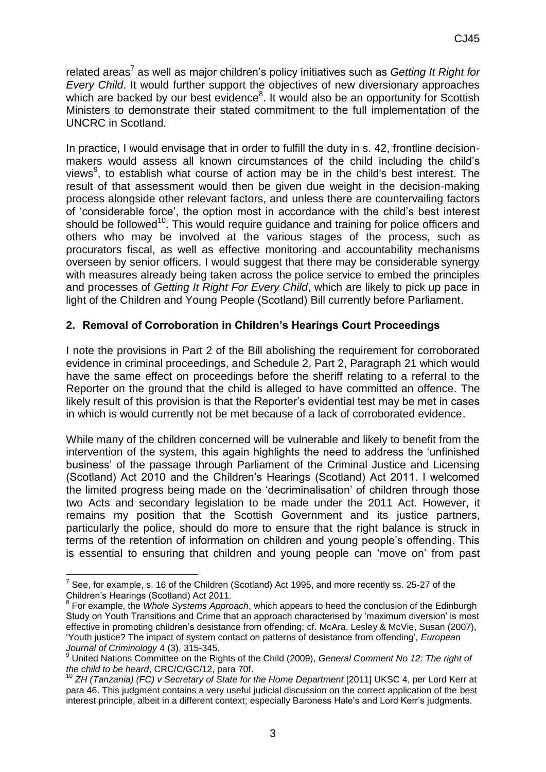related areas[7] as well as major children's policy initiatives such as *Getting It Right for Every Child*. It would further support the objectives of new diversionary approaches which are backed by our best evidence[8]. It would also be an opportunity for Scottish Ministers to demonstrate their stated commitment to the full implementation of the UNCRC in Scotland.

In practice, I would envisage that in order to fulfill the duty in s. 42, frontline decision-makers would assess all known circumstances of the child including the child's views[9], to establish what course of action may be in the child's best interest. The result of that assessment would then be given due weight in the decision-making process alongside other relevant factors, and unless there are countervailing factors of 'considerable force', the option most in accordance with the child's best interest should be followed[10]. This would require guidance and training for police officers and others who may be involved at the various stages of the process, such as procurators fiscal, as well as effective monitoring and accountability mechanisms overseen by senior officers. I would suggest that there may be considerable synergy with measures already being taken across the police service to embed the principles and processes of *Getting It Right For Every Child*, which are likely to pick up pace in light of the Children and Young People (Scotland) Bill currently before Parliament.

## 2. Removal of Corroboration in Children's Hearings Court Proceedings

I note the provisions in Part 2 of the Bill abolishing the requirement for corroborated evidence in criminal proceedings, and Schedule 2, Part 2, Paragraph 21 which would have the same effect on proceedings before the sheriff relating to a referral to the Reporter on the ground that the child is alleged to have committed an offence. The likely result of this provision is that the Reporter's evidential test may be met in cases in which is would currently not be met because of a lack of corroborated evidence.

While many of the children concerned will be vulnerable and likely to benefit from the intervention of the system, this again highlights the need to address the 'unfinished business' of the passage through Parliament of the Criminal Justice and Licensing (Scotland) Act 2010 and the Children's Hearings (Scotland) Act 2011. I welcomed the limited progress being made on the 'decriminalisation' of children through those two Acts and secondary legislation to be made under the 2011 Act. However, it remains my position that the Scottish Government and its justice partners, particularly the police, should do more to ensure that the right balance is struck in terms of the retention of information on children and young people's offending. This is essential to ensuring that children and young people can 'move on' from past

---

[7] See, for example, s. 16 of the Children (Scotland) Act 1995, and more recently ss. 25-27 of the Children's Hearings (Scotland) Act 2011.

[8] For example, the *Whole Systems Approach*, which appears to heed the conclusion of the Edinburgh Study on Youth Transitions and Crime that an approach characterised by 'maximum diversion' is most effective in promoting children's desistance from offending; cf. McAra, Lesley & McVie, Susan (2007), 'Youth justice? The impact of system contact on patterns of desistance from offending', *European Journal of Criminology* 4 (3), 315-345.

[9] United Nations Committee on the Rights of the Child (2009), *General Comment No 12: The right of the child to be heard*, CRC/C/GC/12, para 70f.

[10] *ZH (Tanzania) (FC) v Secretary of State for the Home Department* [2011] UKSC 4, per Lord Kerr at para 46. This judgment contains a very useful judicial discussion on the correct application of the best interest principle, albeit in a different context; especially Baroness Hale's and Lord Kerr's judgments.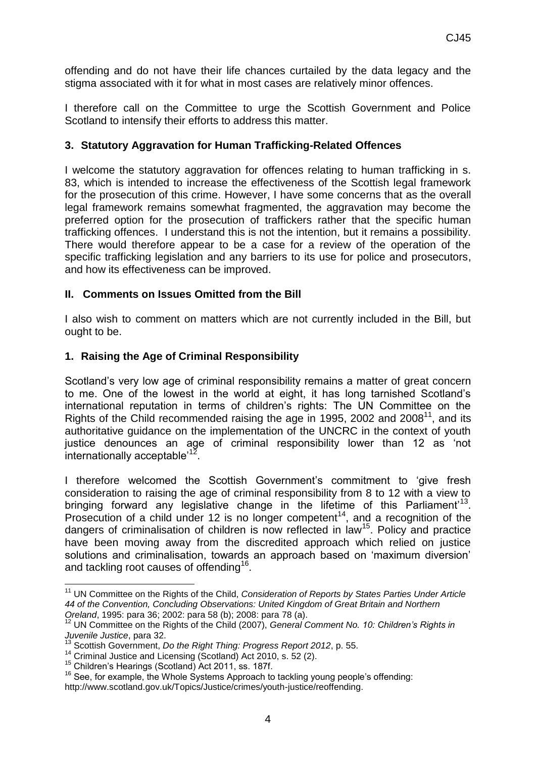offending and do not have their life chances curtailed by the data legacy and the stigma associated with it for what in most cases are relatively minor offences.

I therefore call on the Committee to urge the Scottish Government and Police Scotland to intensify their efforts to address this matter.

### 3. Statutory Aggravation for Human Trafficking-Related Offences

I welcome the statutory aggravation for offences relating to human trafficking in s. 83, which is intended to increase the effectiveness of the Scottish legal framework for the prosecution of this crime. However, I have some concerns that as the overall legal framework remains somewhat fragmented, the aggravation may become the preferred option for the prosecution of traffickers rather that the specific human trafficking offences. I understand this is not the intention, but it remains a possibility. There would therefore appear to be a case for a review of the operation of the specific trafficking legislation and any barriers to its use for police and prosecutors, and how its effectiveness can be improved.

## II. Comments on Issues Omitted from the Bill

I also wish to comment on matters which are not currently included in the Bill, but ought to be.

### 1. Raising the Age of Criminal Responsibility

Scotland's very low age of criminal responsibility remains a matter of great concern to me. One of the lowest in the world at eight, it has long tarnished Scotland's international reputation in terms of children's rights: The UN Committee on the Rights of the Child recommended raising the age in 1995, 2002 and 2008[11], and its authoritative guidance on the implementation of the UNCRC in the context of youth justice denounces an age of criminal responsibility lower than 12 as 'not internationally acceptable'[12].

I therefore welcomed the Scottish Government's commitment to 'give fresh consideration to raising the age of criminal responsibility from 8 to 12 with a view to bringing forward any legislative change in the lifetime of this Parliament'[13]. Prosecution of a child under 12 is no longer competent[14], and a recognition of the dangers of criminalisation of children is now reflected in law[15]. Policy and practice have been moving away from the discredited approach which relied on justice solutions and criminalisation, towards an approach based on 'maximum diversion' and tackling root causes of offending[16].

---

[11] UN Committee on the Rights of the Child, *Consideration of Reports by States Parties Under Article 44 of the Convention, Concluding Observations: United Kingdom of Great Britain and Northern Oreland*, 1995: para 36; 2002: para 58 (b); 2008: para 78 (a).

[12] UN Committee on the Rights of the Child (2007), *General Comment No. 10: Children's Rights in Juvenile Justice*, para 32.

[13] Scottish Government, *Do the Right Thing: Progress Report 2012*, p. 55.

[14] Criminal Justice and Licensing (Scotland) Act 2010, s. 52 (2).

[15] Children's Hearings (Scotland) Act 2011, ss. 187f.

[16] See, for example, the Whole Systems Approach to tackling young people's offending: http://www.scotland.gov.uk/Topics/Justice/crimes/youth-justice/reoffending.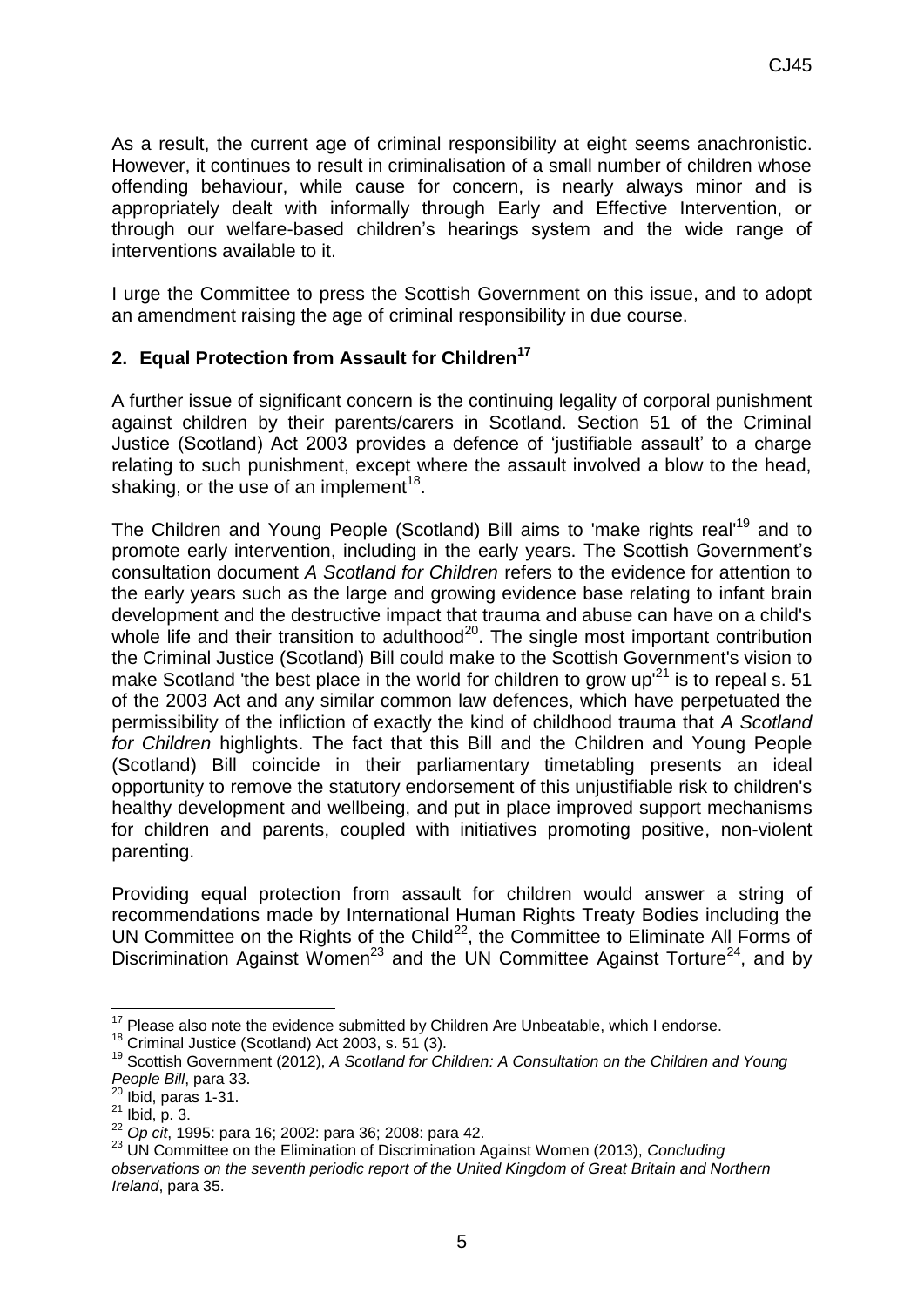As a result, the current age of criminal responsibility at eight seems anachronistic. However, it continues to result in criminalisation of a small number of children whose offending behaviour, while cause for concern, is nearly always minor and is appropriately dealt with informally through Early and Effective Intervention, or through our welfare-based children's hearings system and the wide range of interventions available to it.

I urge the Committee to press the Scottish Government on this issue, and to adopt an amendment raising the age of criminal responsibility in due course.

## 2. Equal Protection from Assault for Children[17]

A further issue of significant concern is the continuing legality of corporal punishment against children by their parents/carers in Scotland. Section 51 of the Criminal Justice (Scotland) Act 2003 provides a defence of 'justifiable assault' to a charge relating to such punishment, except where the assault involved a blow to the head, shaking, or the use of an implement[18].

The Children and Young People (Scotland) Bill aims to 'make rights real'[19] and to promote early intervention, including in the early years. The Scottish Government's consultation document *A Scotland for Children* refers to the evidence for attention to the early years such as the large and growing evidence base relating to infant brain development and the destructive impact that trauma and abuse can have on a child's whole life and their transition to adulthood[20]. The single most important contribution the Criminal Justice (Scotland) Bill could make to the Scottish Government's vision to make Scotland 'the best place in the world for children to grow up'[21] is to repeal s. 51 of the 2003 Act and any similar common law defences, which have perpetuated the permissibility of the infliction of exactly the kind of childhood trauma that *A Scotland for Children* highlights. The fact that this Bill and the Children and Young People (Scotland) Bill coincide in their parliamentary timetabling presents an ideal opportunity to remove the statutory endorsement of this unjustifiable risk to children's healthy development and wellbeing, and put in place improved support mechanisms for children and parents, coupled with initiatives promoting positive, non-violent parenting.

Providing equal protection from assault for children would answer a string of recommendations made by International Human Rights Treaty Bodies including the UN Committee on the Rights of the Child[22], the Committee to Eliminate All Forms of Discrimination Against Women[23] and the UN Committee Against Torture[24], and by

---

[17] Please also note the evidence submitted by Children Are Unbeatable, which I endorse.

[18] Criminal Justice (Scotland) Act 2003, s. 51 (3).

[19] Scottish Government (2012), *A Scotland for Children: A Consultation on the Children and Young People Bill*, para 33.

[20] Ibid, paras 1-31.

[21] Ibid, p. 3.

[22] *Op cit*, 1995: para 16; 2002: para 36; 2008: para 42.

[23] UN Committee on the Elimination of Discrimination Against Women (2013), *Concluding observations on the seventh periodic report of the United Kingdom of Great Britain and Northern Ireland*, para 35.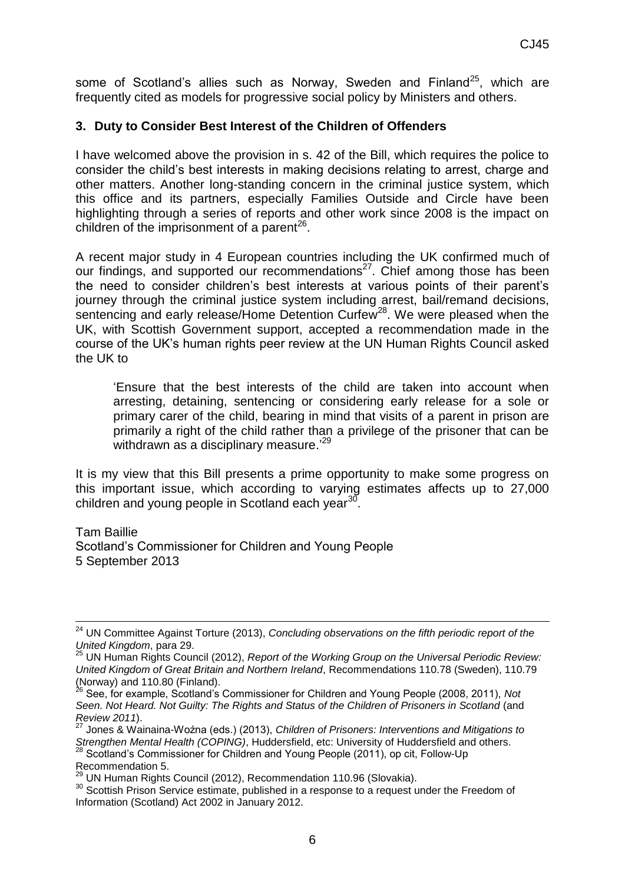some of Scotland's allies such as Norway, Sweden and Finland[25], which are frequently cited as models for progressive social policy by Ministers and others.

## 3. Duty to Consider Best Interest of the Children of Offenders

I have welcomed above the provision in s. 42 of the Bill, which requires the police to consider the child's best interests in making decisions relating to arrest, charge and other matters. Another long-standing concern in the criminal justice system, which this office and its partners, especially Families Outside and Circle have been highlighting through a series of reports and other work since 2008 is the impact on children of the imprisonment of a parent[26].

A recent major study in 4 European countries including the UK confirmed much of our findings, and supported our recommendations[27]. Chief among those has been the need to consider children's best interests at various points of their parent's journey through the criminal justice system including arrest, bail/remand decisions, sentencing and early release/Home Detention Curfew[28]. We were pleased when the UK, with Scottish Government support, accepted a recommendation made in the course of the UK's human rights peer review at the UN Human Rights Council asked the UK to

> 'Ensure that the best interests of the child are taken into account when arresting, detaining, sentencing or considering early release for a sole or primary carer of the child, bearing in mind that visits of a parent in prison are primarily a right of the child rather than a privilege of the prisoner that can be withdrawn as a disciplinary measure.'[29]

It is my view that this Bill presents a prime opportunity to make some progress on this important issue, which according to varying estimates affects up to 27,000 children and young people in Scotland each year[30].

Tam Baillie
Scotland's Commissioner for Children and Young People
5 September 2013

---

[24] UN Committee Against Torture (2013), *Concluding observations on the fifth periodic report of the United Kingdom*, para 29.

[25] UN Human Rights Council (2012), *Report of the Working Group on the Universal Periodic Review: United Kingdom of Great Britain and Northern Ireland*, Recommendations 110.78 (Sweden), 110.79 (Norway) and 110.80 (Finland).

[26] See, for example, Scotland's Commissioner for Children and Young People (2008, 2011), *Not Seen. Not Heard. Not Guilty: The Rights and Status of the Children of Prisoners in Scotland* (and *Review 2011*).

[27] Jones & Wainaina-Woźna (eds.) (2013), *Children of Prisoners: Interventions and Mitigations to Strengthen Mental Health (COPING)*, Huddersfield, etc: University of Huddersfield and others.

[28] Scotland's Commissioner for Children and Young People (2011), op cit, Follow-Up Recommendation 5.

[29] UN Human Rights Council (2012), Recommendation 110.96 (Slovakia).

[30] Scottish Prison Service estimate, published in a response to a request under the Freedom of Information (Scotland) Act 2002 in January 2012.